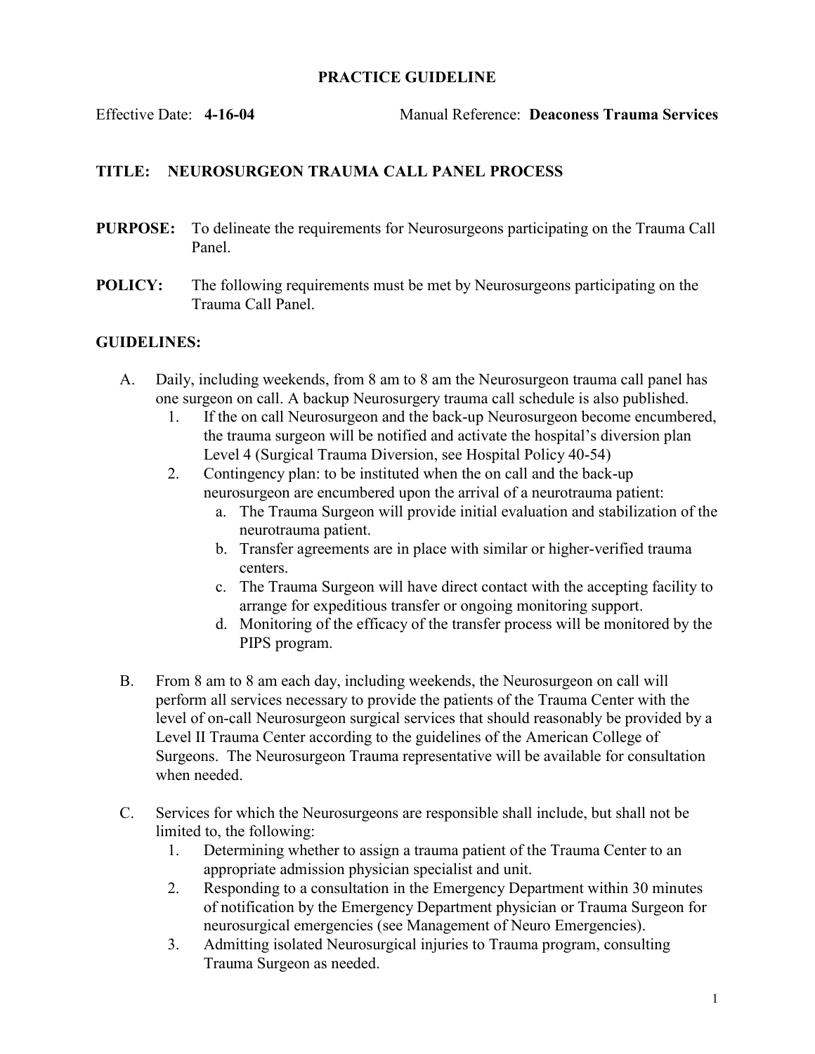# PRACTICE GUIDELINE

Effective Date: **4-16-04** Manual Reference: **Deaconess Trauma Services**

## TITLE: NEUROSURGEON TRAUMA CALL PANEL PROCESS

**PURPOSE:** To delineate the requirements for Neurosurgeons participating on the Trauma Call Panel.

**POLICY:** The following requirements must be met by Neurosurgeons participating on the Trauma Call Panel.

**GUIDELINES:**

A. Daily, including weekends, from 8 am to 8 am the Neurosurgeon trauma call panel has one surgeon on call. A backup Neurosurgery trauma call schedule is also published.
   1. If the on call Neurosurgeon and the back-up Neurosurgeon become encumbered, the trauma surgeon will be notified and activate the hospital's diversion plan Level 4 (Surgical Trauma Diversion, see Hospital Policy 40-54)
   2. Contingency plan: to be instituted when the on call and the back-up neurosurgeon are encumbered upon the arrival of a neurotrauma patient:
      a. The Trauma Surgeon will provide initial evaluation and stabilization of the neurotrauma patient.
      b. Transfer agreements are in place with similar or higher-verified trauma centers.
      c. The Trauma Surgeon will have direct contact with the accepting facility to arrange for expeditious transfer or ongoing monitoring support.
      d. Monitoring of the efficacy of the transfer process will be monitored by the PIPS program.

B. From 8 am to 8 am each day, including weekends, the Neurosurgeon on call will perform all services necessary to provide the patients of the Trauma Center with the level of on-call Neurosurgeon surgical services that should reasonably be provided by a Level II Trauma Center according to the guidelines of the American College of Surgeons. The Neurosurgeon Trauma representative will be available for consultation when needed.

C. Services for which the Neurosurgeons are responsible shall include, but shall not be limited to, the following:
   1. Determining whether to assign a trauma patient of the Trauma Center to an appropriate admission physician specialist and unit.
   2. Responding to a consultation in the Emergency Department within 30 minutes of notification by the Emergency Department physician or Trauma Surgeon for neurosurgical emergencies (see Management of Neuro Emergencies).
   3. Admitting isolated Neurosurgical injuries to Trauma program, consulting Trauma Surgeon as needed.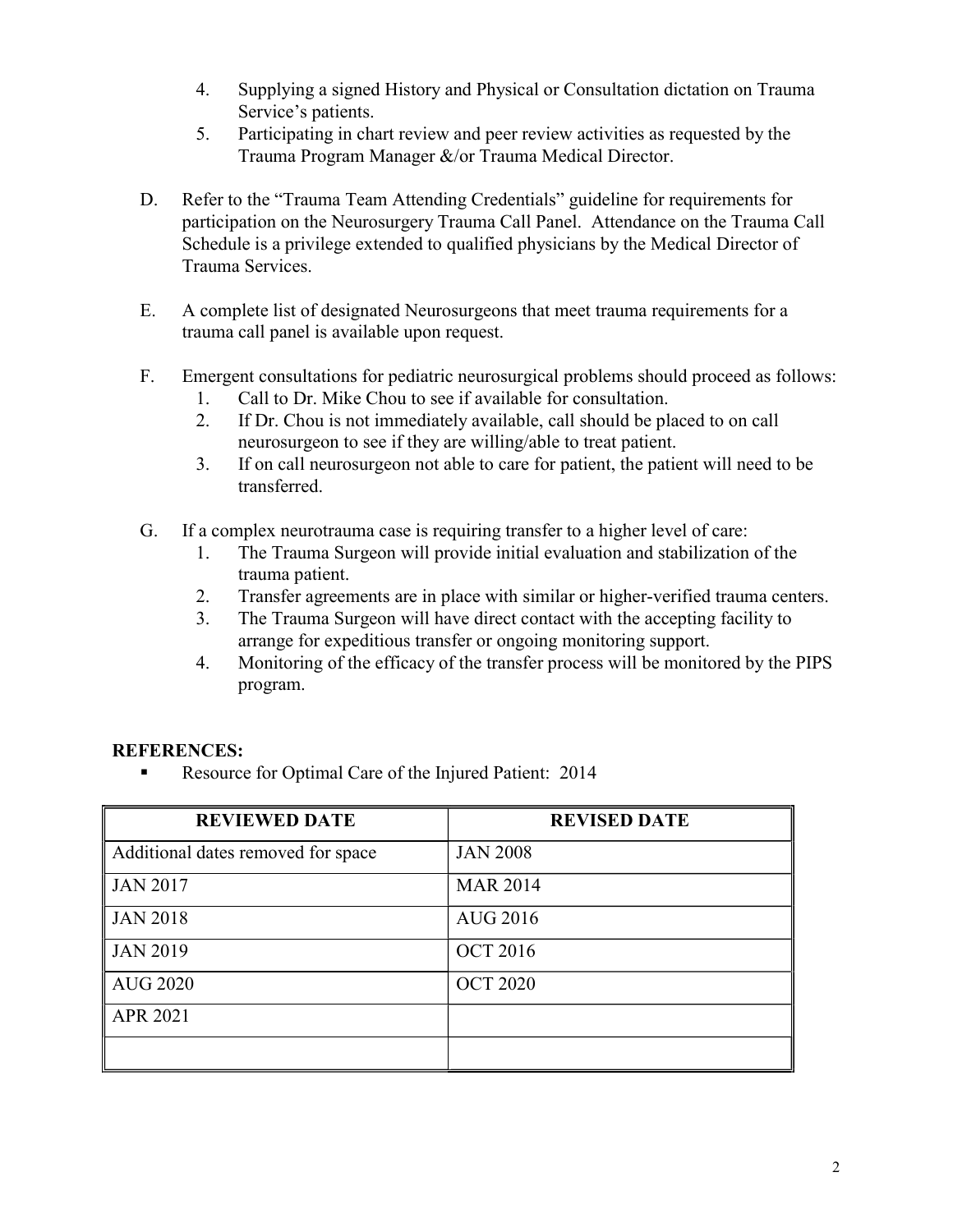4. Supplying a signed History and Physical or Consultation dictation on Trauma Service's patients.
5. Participating in chart review and peer review activities as requested by the Trauma Program Manager &/or Trauma Medical Director.

D. Refer to the "Trauma Team Attending Credentials" guideline for requirements for participation on the Neurosurgery Trauma Call Panel. Attendance on the Trauma Call Schedule is a privilege extended to qualified physicians by the Medical Director of Trauma Services.

E. A complete list of designated Neurosurgeons that meet trauma requirements for a trauma call panel is available upon request.

F. Emergent consultations for pediatric neurosurgical problems should proceed as follows:
1. Call to Dr. Mike Chou to see if available for consultation.
2. If Dr. Chou is not immediately available, call should be placed to on call neurosurgeon to see if they are willing/able to treat patient.
3. If on call neurosurgeon not able to care for patient, the patient will need to be transferred.

G. If a complex neurotrauma case is requiring transfer to a higher level of care:
1. The Trauma Surgeon will provide initial evaluation and stabilization of the trauma patient.
2. Transfer agreements are in place with similar or higher-verified trauma centers.
3. The Trauma Surgeon will have direct contact with the accepting facility to arrange for expeditious transfer or ongoing monitoring support.
4. Monitoring of the efficacy of the transfer process will be monitored by the PIPS program.

**REFERENCES:**

- Resource for Optimal Care of the Injured Patient: 2014

| REVIEWED DATE | REVISED DATE |
|---|---|
| Additional dates removed for space | JAN 2008 |
| JAN 2017 | MAR 2014 |
| JAN 2018 | AUG 2016 |
| JAN 2019 | OCT 2016 |
| AUG 2020 | OCT 2020 |
| APR 2021 | |
| | |